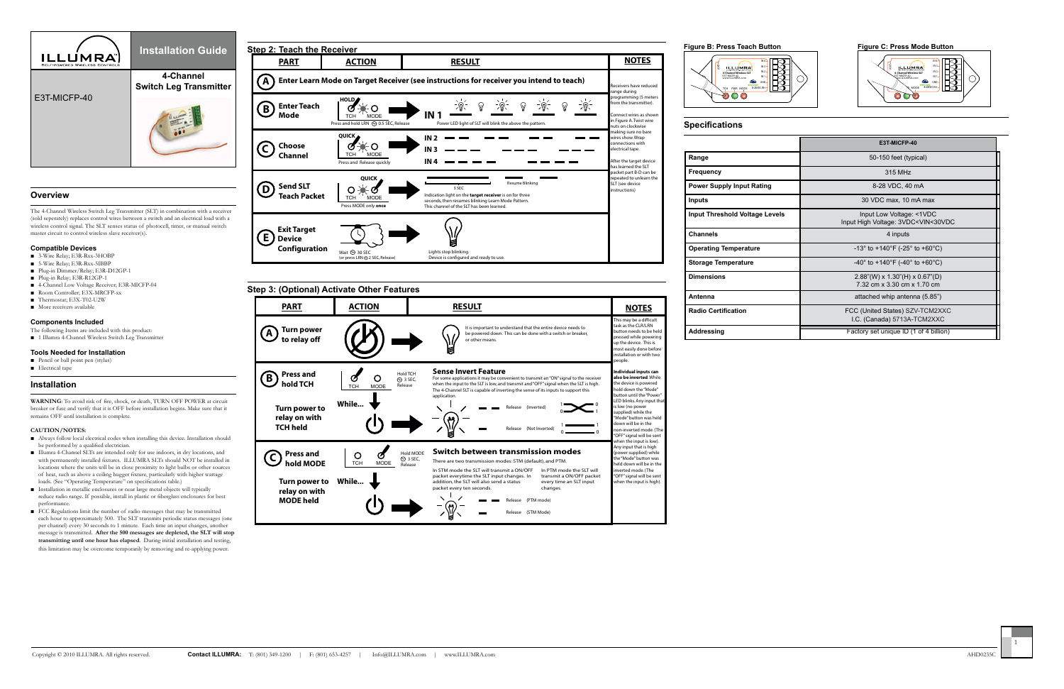# ILLUMRA Installation Guide

**4-Channel Switch Leg Transmitter**

E3T-MICFP-40

## Overview

The 4-Channel Wireless Switch Leg Transmitter (SLT) in combination with a receiver (sold seperately) replaces control wires between a switch and an electrical load with a wireless control signal. The SLT senses status of photocell, timer, or manual switch master circuit to control wireless slave receiver(s).

### Compatible Devices

- 3-Wire Relay; E3R-Rxx-3HOBP
- 5-Wire Relay; E3R-Rxx-5IBBP
- Plug-in Dimmer/Relay; E3R-D12GP-1
- Plug-in Relay; E3R-R12GP-1
- 4-Channel Low Voltage Receiver; E3R-MICFP-04
- Room Controller; E3X-MRCFP-xx
- Thermostat; E3X-T02-U2W
- More receivers available

### Components Included

The following Items are included with this product:

- 1 Illumra 4-Channel Wireless Switch Leg Transmitter

### Tools Needed for Installation

- Pencil or ball point pen (stylus)
- Electrical tape

## Installation

**WARNING**: To avoid risk of fire, shock, or death, TURN OFF POWER at circuit breaker or fuse and verify that it is OFF before installation begins. Make sure that it remains OFF until installation is complete.

**CAUTION/NOTES:**

- Always follow local electrical codes when installing this device. Installation should be performed by a qualified electrician.
- Illumra 4-Channel SLTs are intended only for use indoors, in dry locations, and with permanently installed fixtures. ILLUMRA SLTs should NOT be installed in locations where the units will be in close proximity to light bulbs or other sources of heat, such as above a ceiling hugger fixture, particularly with higher wattage loads. (See "Operating Temperature" on specifications table.)
- Installation in metallic enclosures or near large metal objects will typically reduce radio range. If possible, install in plastic or fiberglass enclosures for best performance.
- FCC Regulations limit the number of radio messages that may be transmitted each hour to approximately 500. The SLT transmits periodic status messages (one per channel) every 30 seconds to 1 minute. Each time an input changes, another message is transmitted. **After the 500 messages are depleted, the SLT will stop transmitting until one hour has elapsed**. During initial installation and testing, this limitation may be overcome temporarily by removing and re-applying power.

## Step 2: Teach the Receiver

| PART | ACTION | RESULT | NOTES |
|---|---|---|---|
| **A** Enter Learn Mode on Target Receiver (see instructions for receiver you intend to teach) | | | Receivers have reduced range during programming (5 meters from the transmitter). Connect wires as shown in Figure A. Twist wire nuts on clockwise making sure no bare wires show. Wrap connections with electrical tape. After the target device has learned the SLT packet part B-D can be repeated to unlearn the SLT (see device instructions) |
| **B** Enter Teach Mode | HOLD TCH / MODE. Press and hold LRN 0.5 SEC, Release | IN 1. Power LED light of SLT will blink the above the pattern. | |
| **C** Choose Channel | QUICK TCH / MODE. Press and Release quickly | IN 2, IN 3, IN 4 | |
| **D** Send SLT Teach Packet | QUICK TCH / MODE. Press MODE only **once** | 3 SEC, Resume Blinking. Indication light on the **target receiver** is on for three seconds, then resumes blinking Learn Mode Pattern. This channel of the SLT has been learned. | |
| **E** Exit Target Device Configuration | Wait 30 SEC (or press LRN 2 SEC, Release) | Lights stop blinking. Device is configured and ready to use. | |

## Step 3: (Optional) Activate Other Features

| PART | ACTION | RESULT | NOTES |
|---|---|---|---|
| **A** Turn power to relay off | | It is important to understand that the entire device needs to be powered down. This can be done with a switch or breaker, or other means. | This may be a difficult task as the CLR/LRN button needs to be held pressed while powering up the device. This is most easily done before installation or with two people. |
| **B** Press and hold TCH. Turn power to relay on with TCH held | TCH / MODE. Hold TCH 3 SEC, Release. While... | **Sense Invert Feature** For some applications it may be convenient to transmit an "ON" signal to the receiver when the input to the SLT is low, and transmit and "OFF" signal when the SLT is high. The 4-Channel SLT is capable of inverting the sense of its inputs to support this application. Release (Inverted) 1→0, 0→1. Release (Not Inverted) 1→1, 0→0 | **Individual inputs can also be inverted**. While the device is powered hold down the "Mode" button until the "Power" LED blinks. Any input that is low (no power supplied) while the "Mode" button was held down will be in the non-inverted mode. (The "OFF" signal will be sent when the input is low). Any input that is high (power supplied) while the "Mode" button was held down will be in the inverted mode. (The "OFF" signal will be sent when the input is high). |
| **C** Press and hold MODE. Turn power to relay on with MODE held | TCH / MODE. Hold MODE 3 SEC, Release. While... | **Switch between transmission modes** There are two transmission modes: STM (default), and PTM. In STM mode the SLT will transmit a ON/OFF packet everytime the SLT input changes. In addition, the SLT will also send a status packet every ten seconds. In PTM mode the SLT will transmit a ON/OFF packet every time an SLT input changes. Release (PTM mode). Release (STM Mode) | |

**Figure B: Press Teach Button**

**Figure C: Press Mode Button**

## Specifications

| | E3T-MICFP-40 |
|---|---|
| **Range** | 50-150 feet (typical) |
| **Frequency** | 315 MHz |
| **Power Supply Input Rating** | 8-28 VDC, 40 mA |
| **Inputs** | 30 VDC max, 10 mA max |
| **Input Threshold Voltage Levels** | Input Low Voltage: <1VDC<br>Input High Voltage: 3VDC<VIN<30VDC |
| **Channels** | 4 inputs |
| **Operating Temperature** | -13° to +140°F (-25° to +60°C) |
| **Storage Temperature** | -40° to +140°F (-40° to +60°C) |
| **Dimensions** | 2.88"(W) x 1.30"(H) x 0.67"(D)<br>7.32 cm x 3.30 cm x 1.70 cm |
| **Antenna** | attached whip antenna (5.85") |
| **Radio Certification** | FCC (United States) SZV-TCM2XXC<br>I.C. (Canada) 5713A-TCM2XXC |
| **Addressing** | Factory set unique ID (1 of 4 billion) |

Copyright © 2010 ILLUMRA. All rights reserved. **Contact ILLUMRA:** T: (801) 349-1200 | F: (801) 653-4257 | Info@ILLUMRA.com | www.ILLUMRA.com

AHD0235C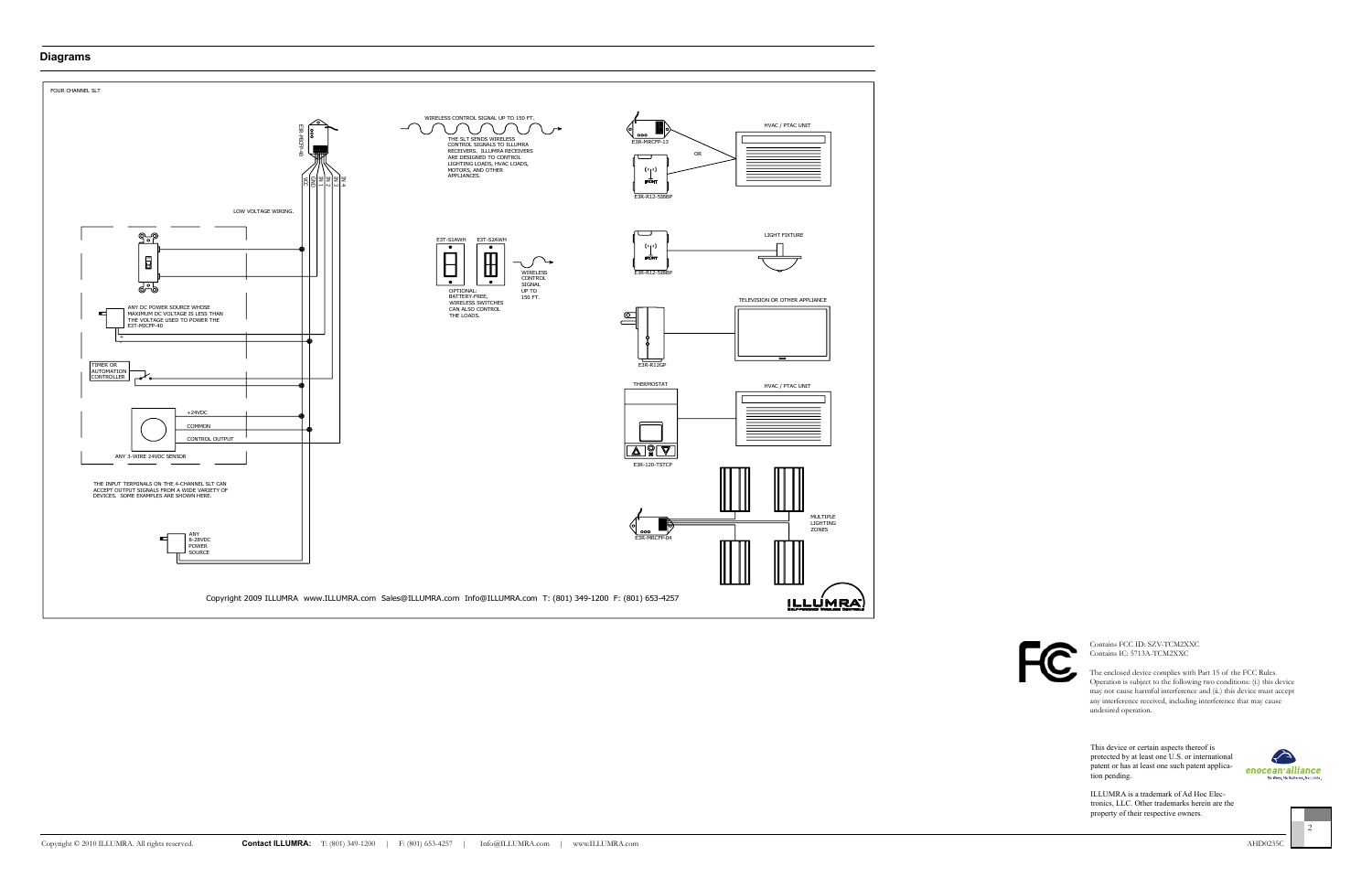## Diagrams

FOUR CHANNEL SLT

E3R-MICFP-40

VDC
GND
IN 1
IN 2
IN 3
IN 4

LOW VOLTAGE WIRING.

WIRELESS CONTROL SIGNAL UP TO 150 FT.

THE SLT SENDS WIRELESS CONTROL SIGNALS TO ILLUMRA RECEIVERS. ILLUMRA RECEIVERS ARE DESIGNED TO CONTROL LIGHTING LOADS, HVAC LOADS, MOTORS, AND OTHER APPLIANCES.

E3R-MRCPP-13

OR

E3R-R12-5BBP

HVAC / PTAC UNIT

E3T-S1AWH

E3T-S2AWH

OPTIONAL: BATTERY-FREE, WIRELESS SWITCHES CAN ALSO CONTROL THE LOADS.

WIRELESS CONTROL SIGNAL UP TO 150 FT.

E3R-R12-5BBP

LIGHT FIXTURE

ANY DC POWER SOURCE WHOSE MAXIMUM DC VOLTAGE IS LESS THAN THE VOLTAGE USED TO POWER THE E3T-MICFP-40

TELEVISION OR OTHER APPLIANCE

E3R-R12GP

TIMER OR AUTOMATION CONTROLLER

THERMOSTAT

HVAC / PTAC UNIT

+24VDC

COMMON

CONTROL OUTPUT

ANY 3-WIRE 24VDC SENSOR

E3R-120-TSTCP

THE INPUT TERMINALS ON THE 4-CHANNEL SLT CAN ACCEPT OUTPUT SIGNALS FROM A WIDE VARIETY OF DEVICES. SOME EXAMPLES ARE SHOWN HERE.

MULTIPLE LIGHTING ZONES

E3R-MRCPP-04

ANY 8-28VDC POWER SOURCE

Copyright 2009 ILLUMRA www.ILLUMRA.com Sales@ILLUMRA.com Info@ILLUMRA.com T: (801) 349-1200 F: (801) 653-4257

ILLUMRA

Contains FCC ID: SZV-TCM2XXC
Contains IC: 5713A-TCM2XXC

The enclosed device complies with Part 15 of the FCC Rules. Operation is subject to the following two conditions: (i.) this device may not cause harmful interference and (ii.) this device must accept any interference received, including interference that may cause undesired operation.

This device or certain aspects thereof is protected by at least one U.S. or international patent or has at least one such patent application pending.

ILLUMRA is a trademark of Ad Hoc Electronics, LLC. Other trademarks herein are the property of their respective owners.

Copyright © 2010 ILLUMRA. All rights reserved. **Contact ILLUMRA:** T: (801) 349-1200 | F: (801) 653-4257 | Info@ILLUMRA.com | www.ILLUMRA.com

AHD0235C